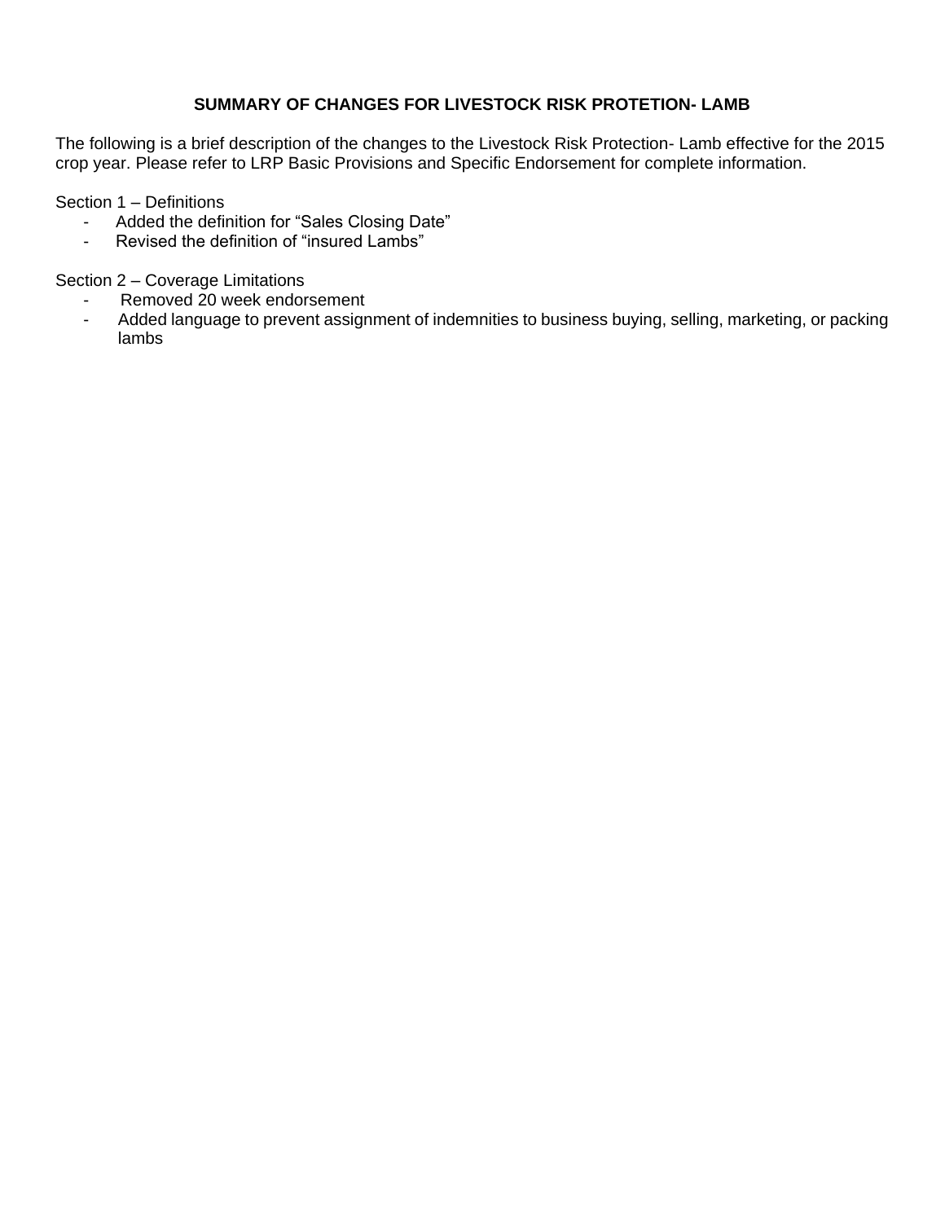## SUMMARY OF CHANGES FOR LIVESTOCK RISK PROTETION- LAMB

The following is a brief description of the changes to the Livestock Risk Protection- Lamb effective for the 2015 crop year. Please refer to LRP Basic Provisions and Specific Endorsement for complete information.

Section 1 – Definitions

- Added the definition for "Sales Closing Date"
- Revised the definition of "insured Lambs"

Section 2 – Coverage Limitations

- Removed 20 week endorsement
- Added language to prevent assignment of indemnities to business buying, selling, marketing, or packing lambs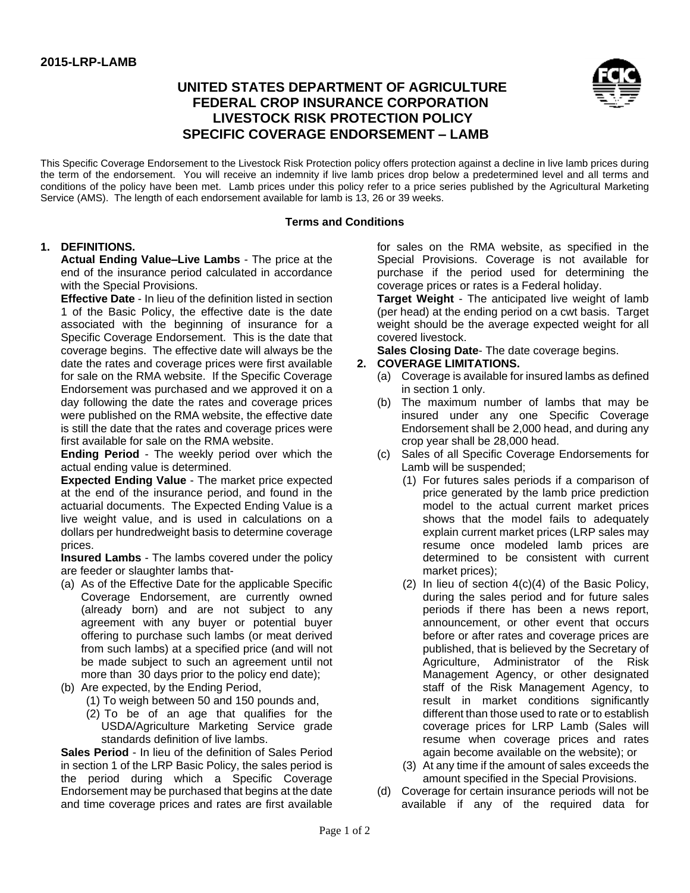2015-LRP-LAMB

# UNITED STATES DEPARTMENT OF AGRICULTURE
# FEDERAL CROP INSURANCE CORPORATION
# LIVESTOCK RISK PROTECTION POLICY
# SPECIFIC COVERAGE ENDORSEMENT – LAMB

This Specific Coverage Endorsement to the Livestock Risk Protection policy offers protection against a decline in live lamb prices during the term of the endorsement. You will receive an indemnity if live lamb prices drop below a predetermined level and all terms and conditions of the policy have been met. Lamb prices under this policy refer to a price series published by the Agricultural Marketing Service (AMS). The length of each endorsement available for lamb is 13, 26 or 39 weeks.

## Terms and Conditions

**1. DEFINITIONS.**

**Actual Ending Value–Live Lambs** - The price at the end of the insurance period calculated in accordance with the Special Provisions.

**Effective Date** - In lieu of the definition listed in section 1 of the Basic Policy, the effective date is the date associated with the beginning of insurance for a Specific Coverage Endorsement. This is the date that coverage begins. The effective date will always be the date the rates and coverage prices were first available for sale on the RMA website. If the Specific Coverage Endorsement was purchased and we approved it on a day following the date the rates and coverage prices were published on the RMA website, the effective date is still the date that the rates and coverage prices were first available for sale on the RMA website.

**Ending Period** - The weekly period over which the actual ending value is determined.

**Expected Ending Value** - The market price expected at the end of the insurance period, and found in the actuarial documents. The Expected Ending Value is a live weight value, and is used in calculations on a dollars per hundredweight basis to determine coverage prices.

**Insured Lambs** - The lambs covered under the policy are feeder or slaughter lambs that-

(a) As of the Effective Date for the applicable Specific Coverage Endorsement, are currently owned (already born) and are not subject to any agreement with any buyer or potential buyer offering to purchase such lambs (or meat derived from such lambs) at a specified price (and will not be made subject to such an agreement until not more than 30 days prior to the policy end date);

(b) Are expected, by the Ending Period,
   (1) To weigh between 50 and 150 pounds and,
   (2) To be of an age that qualifies for the USDA/Agriculture Marketing Service grade standards definition of live lambs.

**Sales Period** - In lieu of the definition of Sales Period in section 1 of the LRP Basic Policy, the sales period is the period during which a Specific Coverage Endorsement may be purchased that begins at the date and time coverage prices and rates are first available for sales on the RMA website, as specified in the Special Provisions. Coverage is not available for purchase if the period used for determining the coverage prices or rates is a Federal holiday.

**Target Weight** - The anticipated live weight of lamb (per head) at the ending period on a cwt basis. Target weight should be the average expected weight for all covered livestock.

**Sales Closing Date**- The date coverage begins.

**2. COVERAGE LIMITATIONS.**

(a) Coverage is available for insured lambs as defined in section 1 only.

(b) The maximum number of lambs that may be insured under any one Specific Coverage Endorsement shall be 2,000 head, and during any crop year shall be 28,000 head.

(c) Sales of all Specific Coverage Endorsements for Lamb will be suspended;
   (1) For futures sales periods if a comparison of price generated by the lamb price prediction model to the actual current market prices shows that the model fails to adequately explain current market prices (LRP sales may resume once modeled lamb prices are determined to be consistent with current market prices);
   (2) In lieu of section 4(c)(4) of the Basic Policy, during the sales period and for future sales periods if there has been a news report, announcement, or other event that occurs before or after rates and coverage prices are published, that is believed by the Secretary of Agriculture, Administrator of the Risk Management Agency, or other designated staff of the Risk Management Agency, to result in market conditions significantly different than those used to rate or to establish coverage prices for LRP Lamb (Sales will resume when coverage prices and rates again become available on the website); or
   (3) At any time if the amount of sales exceeds the amount specified in the Special Provisions.

(d) Coverage for certain insurance periods will not be available if any of the required data for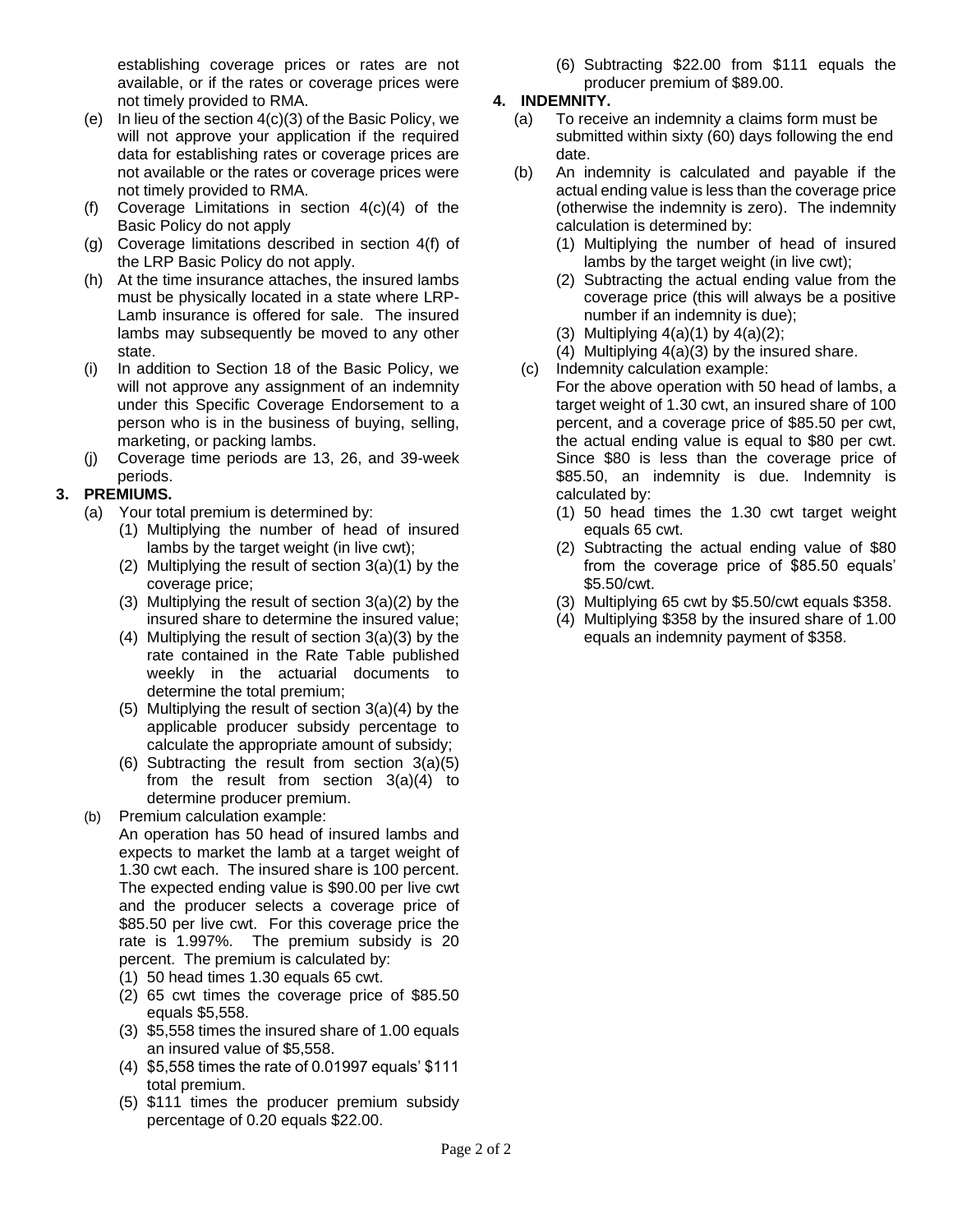establishing coverage prices or rates are not available, or if the rates or coverage prices were not timely provided to RMA.

(e) In lieu of the section 4(c)(3) of the Basic Policy, we will not approve your application if the required data for establishing rates or coverage prices are not available or the rates or coverage prices were not timely provided to RMA.

(f) Coverage Limitations in section 4(c)(4) of the Basic Policy do not apply

(g) Coverage limitations described in section 4(f) of the LRP Basic Policy do not apply.

(h) At the time insurance attaches, the insured lambs must be physically located in a state where LRP-Lamb insurance is offered for sale. The insured lambs may subsequently be moved to any other state.

(i) In addition to Section 18 of the Basic Policy, we will not approve any assignment of an indemnity under this Specific Coverage Endorsement to a person who is in the business of buying, selling, marketing, or packing lambs.

(j) Coverage time periods are 13, 26, and 39-week periods.

## 3. PREMIUMS.

(a) Your total premium is determined by:

(1) Multiplying the number of head of insured lambs by the target weight (in live cwt);

(2) Multiplying the result of section 3(a)(1) by the coverage price;

(3) Multiplying the result of section 3(a)(2) by the insured share to determine the insured value;

(4) Multiplying the result of section 3(a)(3) by the rate contained in the Rate Table published weekly in the actuarial documents to determine the total premium;

(5) Multiplying the result of section 3(a)(4) by the applicable producer subsidy percentage to calculate the appropriate amount of subsidy;

(6) Subtracting the result from section 3(a)(5) from the result from section 3(a)(4) to determine producer premium.

(b) Premium calculation example:

An operation has 50 head of insured lambs and expects to market the lamb at a target weight of 1.30 cwt each. The insured share is 100 percent. The expected ending value is $90.00 per live cwt and the producer selects a coverage price of $85.50 per live cwt. For this coverage price the rate is 1.997%. The premium subsidy is 20 percent. The premium is calculated by:

(1) 50 head times 1.30 equals 65 cwt.

(2) 65 cwt times the coverage price of $85.50 equals $5,558.

(3) $5,558 times the insured share of 1.00 equals an insured value of $5,558.

(4) $5,558 times the rate of 0.01997 equals' $111 total premium.

(5) $111 times the producer premium subsidy percentage of 0.20 equals $22.00.

(6) Subtracting $22.00 from $111 equals the producer premium of $89.00.

## 4. INDEMNITY.

(a) To receive an indemnity a claims form must be submitted within sixty (60) days following the end date.

(b) An indemnity is calculated and payable if the actual ending value is less than the coverage price (otherwise the indemnity is zero). The indemnity calculation is determined by:

(1) Multiplying the number of head of insured lambs by the target weight (in live cwt);

(2) Subtracting the actual ending value from the coverage price (this will always be a positive number if an indemnity is due);

(3) Multiplying 4(a)(1) by 4(a)(2);

(4) Multiplying 4(a)(3) by the insured share.

(c) Indemnity calculation example:

For the above operation with 50 head of lambs, a target weight of 1.30 cwt, an insured share of 100 percent, and a coverage price of $85.50 per cwt, the actual ending value is equal to $80 per cwt. Since $80 is less than the coverage price of $85.50, an indemnity is due. Indemnity is calculated by:

(1) 50 head times the 1.30 cwt target weight equals 65 cwt.

(2) Subtracting the actual ending value of $80 from the coverage price of $85.50 equals' $5.50/cwt.

(3) Multiplying 65 cwt by $5.50/cwt equals $358.

(4) Multiplying $358 by the insured share of 1.00 equals an indemnity payment of $358.